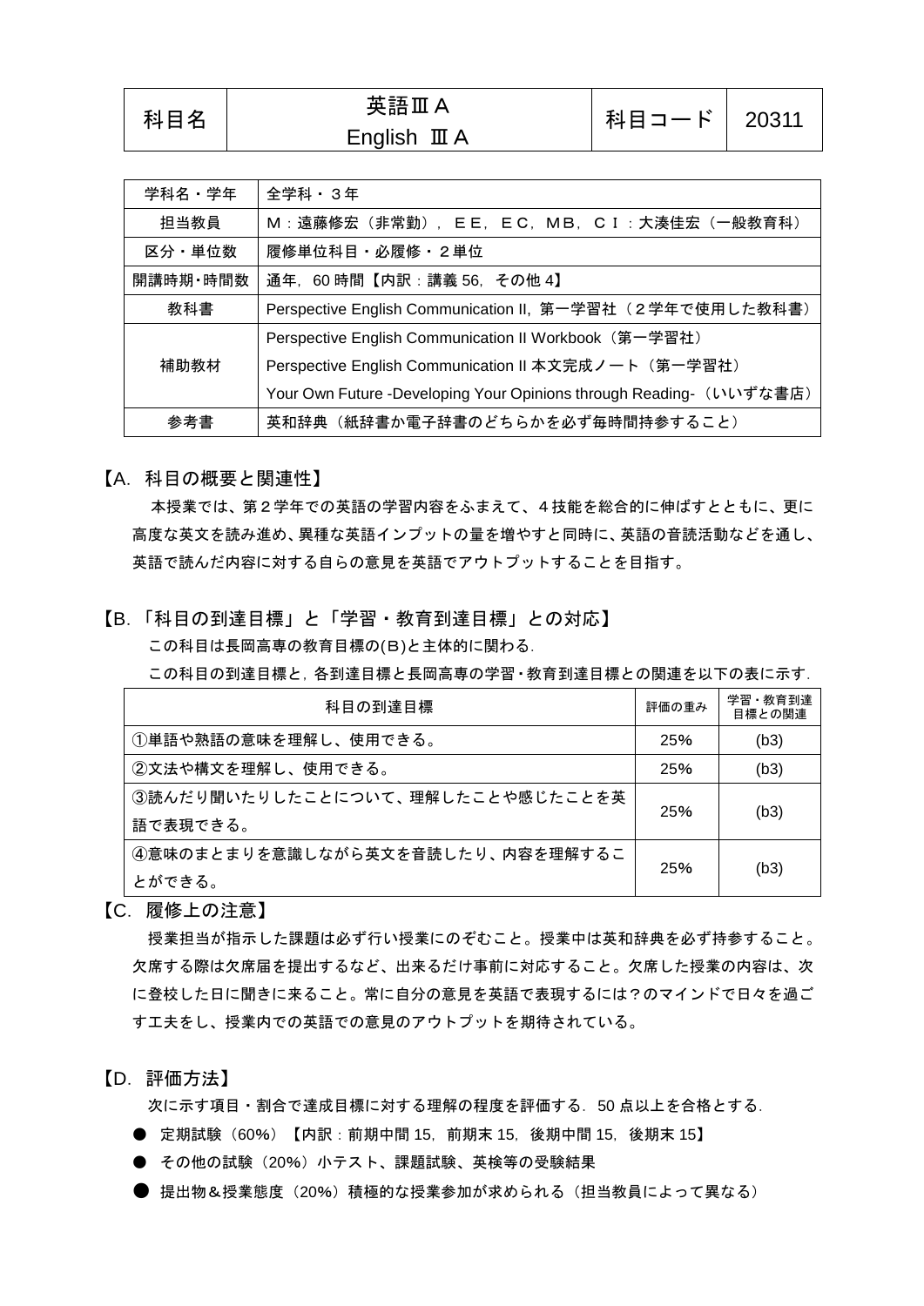| 科目名 | 英語ⅢＡ<br>English ⅢＡ | 科目コード | 20311 |
|---|---|---|---|

| 学科名・学年 | 全学科・３年 |
|---|---|
| 担当教員 | Ｍ：遠藤修宏（非常勤），ＥＥ，ＥＣ，ＭＢ，ＣＩ：大湊佳宏（一般教育科） |
| 区分・単位数 | 履修単位科目・必履修・２単位 |
| 開講時期・時間数 | 通年，60 時間【内訳：講義 56，その他 4】 |
| 教科書 | Perspective English Communication II，第一学習社（２学年で使用した教科書） |
| 補助教材 | Perspective English Communication II Workbook（第一学習社）<br>Perspective English Communication II 本文完成ノート（第一学習社）<br>Your Own Future -Developing Your Opinions through Reading-（いいずな書店） |
| 参考書 | 英和辞典（紙辞書か電子辞書のどちらかを必ず毎時間持参すること） |

## 【A．科目の概要と関連性】

本授業では、第２学年での英語の学習内容をふまえて、４技能を総合的に伸ばすとともに、更に高度な英文を読み進め、異種な英語インプットの量を増やすと同時に、英語の音読活動などを通し、英語で読んだ内容に対する自らの意見を英語でアウトプットすることを目指す。

## 【B．「科目の到達目標」と「学習・教育到達目標」との対応】

この科目は長岡高専の教育目標の(B)と主体的に関わる．

この科目の到達目標と，各到達目標と長岡高専の学習・教育到達目標との関連を以下の表に示す．

| 科目の到達目標 | 評価の重み | 学習・教育到達目標との関連 |
|---|---|---|
| ①単語や熟語の意味を理解し、使用できる。 | 25% | (b3) |
| ②文法や構文を理解し、使用できる。 | 25% | (b3) |
| ③読んだり聞いたりしたことについて、理解したことや感じたことを英語で表現できる。 | 25% | (b3) |
| ④意味のまとまりを意識しながら英文を音読したり、内容を理解することができる。 | 25% | (b3) |

## 【C．履修上の注意】

授業担当が指示した課題は必ず行い授業にのぞむこと。授業中は英和辞典を必ず持参すること。欠席する際は欠席届を提出するなど、出来るだけ事前に対応すること。欠席した授業の内容は、次に登校した日に聞きに来ること。常に自分の意見を英語で表現するには？のマインドで日々を過ごす工夫をし、授業内での英語での意見のアウトプットを期待されている。

## 【D．評価方法】

次に示す項目・割合で達成目標に対する理解の程度を評価する．50 点以上を合格とする．

- 定期試験（60%）【内訳：前期中間 15，前期末 15，後期中間 15，後期末 15】
- その他の試験（20%）小テスト、課題試験、英検等の受験結果
- 提出物＆授業態度（20%）積極的な授業参加が求められる（担当教員によって異なる）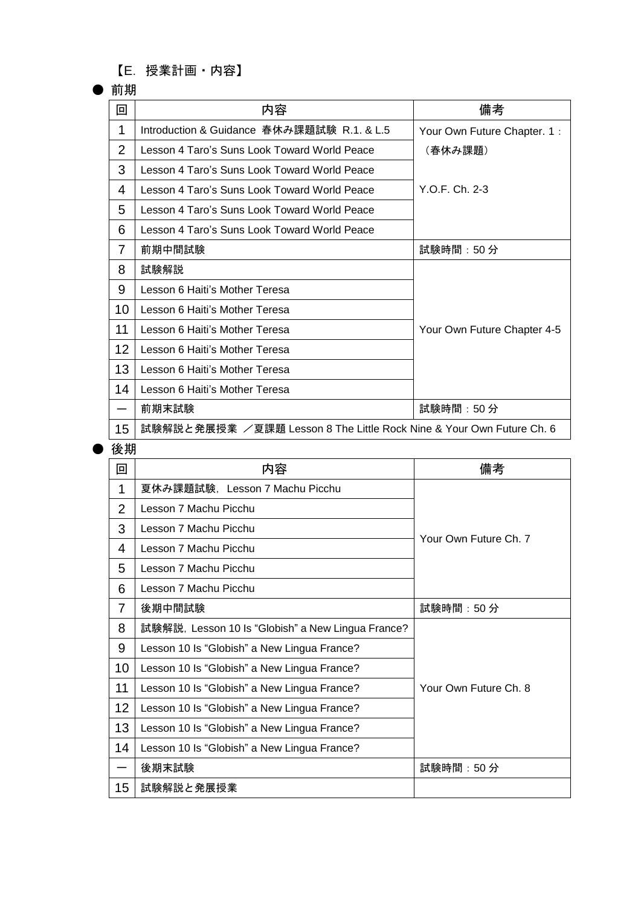【E. 授業計画・内容】

● 前期

| 回 | 内容 | 備考 |
|---|---|---|
| 1 | Introduction & Guidance 春休み課題試験 R.1. & L.5 | Your Own Future Chapter. 1：（春休み課題） |
| 2 | Lesson 4 Taro's Suns Look Toward World Peace | |
| 3 | Lesson 4 Taro's Suns Look Toward World Peace | Y.O.F. Ch. 2-3 |
| 4 | Lesson 4 Taro's Suns Look Toward World Peace | |
| 5 | Lesson 4 Taro's Suns Look Toward World Peace | |
| 6 | Lesson 4 Taro's Suns Look Toward World Peace | |
| 7 | 前期中間試験 | 試験時間：50 分 |
| 8 | 試験解説 | Your Own Future Chapter 4-5 |
| 9 | Lesson 6 Haiti's Mother Teresa | |
| 10 | Lesson 6 Haiti's Mother Teresa | |
| 11 | Lesson 6 Haiti's Mother Teresa | |
| 12 | Lesson 6 Haiti's Mother Teresa | |
| 13 | Lesson 6 Haiti's Mother Teresa | |
| 14 | Lesson 6 Haiti's Mother Teresa | |
| ― | 前期末試験 | 試験時間：50 分 |
| 15 | 試験解説と発展授業 ／夏課題 Lesson 8 The Little Rock Nine & Your Own Future Ch. 6 | |

● 後期

| 回 | 内容 | 備考 |
|---|---|---|
| 1 | 夏休み課題試験, Lesson 7 Machu Picchu | Your Own Future Ch. 7 |
| 2 | Lesson 7 Machu Picchu | |
| 3 | Lesson 7 Machu Picchu | |
| 4 | Lesson 7 Machu Picchu | |
| 5 | Lesson 7 Machu Picchu | |
| 6 | Lesson 7 Machu Picchu | |
| 7 | 後期中間試験 | 試験時間：50 分 |
| 8 | 試験解説, Lesson 10 Is "Globish" a New Lingua France? | Your Own Future Ch. 8 |
| 9 | Lesson 10 Is "Globish" a New Lingua France? | |
| 10 | Lesson 10 Is "Globish" a New Lingua France? | |
| 11 | Lesson 10 Is "Globish" a New Lingua France? | |
| 12 | Lesson 10 Is "Globish" a New Lingua France? | |
| 13 | Lesson 10 Is "Globish" a New Lingua France? | |
| 14 | Lesson 10 Is "Globish" a New Lingua France? | |
| ― | 後期末試験 | 試験時間：50 分 |
| 15 | 試験解説と発展授業 | |